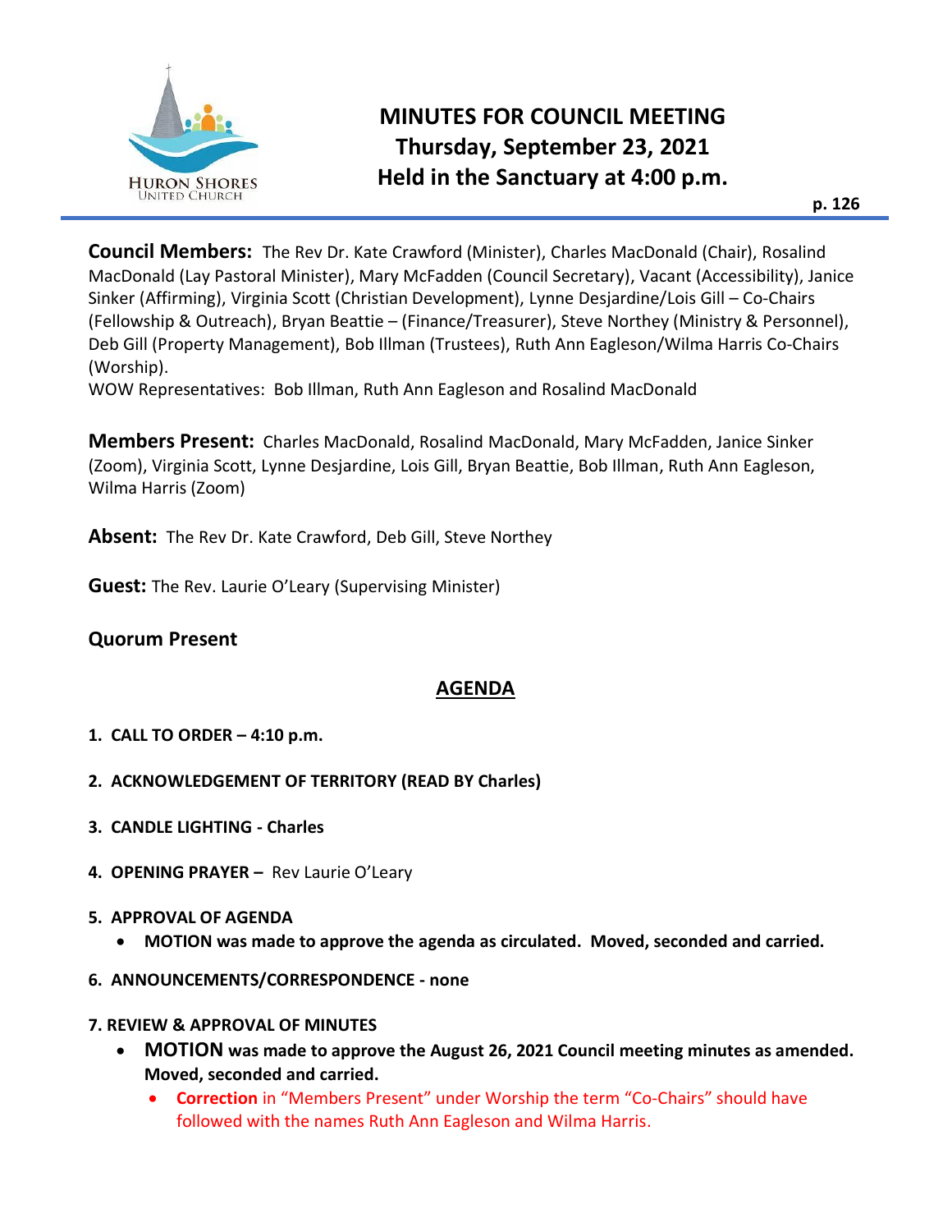# MINUTES FOR COUNCIL MEETING
## Thursday, September 23, 2021
## Held in the Sanctuary at 4:00 p.m.

**Council Members:** The Rev Dr. Kate Crawford (Minister), Charles MacDonald (Chair), Rosalind MacDonald (Lay Pastoral Minister), Mary McFadden (Council Secretary), Vacant (Accessibility), Janice Sinker (Affirming), Virginia Scott (Christian Development), Lynne Desjardine/Lois Gill – Co-Chairs (Fellowship & Outreach), Bryan Beattie – (Finance/Treasurer), Steve Northey (Ministry & Personnel), Deb Gill (Property Management), Bob Illman (Trustees), Ruth Ann Eagleson/Wilma Harris Co-Chairs (Worship).
WOW Representatives: Bob Illman, Ruth Ann Eagleson and Rosalind MacDonald

**Members Present:** Charles MacDonald, Rosalind MacDonald, Mary McFadden, Janice Sinker (Zoom), Virginia Scott, Lynne Desjardine, Lois Gill, Bryan Beattie, Bob Illman, Ruth Ann Eagleson, Wilma Harris (Zoom)

**Absent:** The Rev Dr. Kate Crawford, Deb Gill, Steve Northey

**Guest:** The Rev. Laurie O'Leary (Supervising Minister)

**Quorum Present**

## AGENDA

1. **CALL TO ORDER – 4:10 p.m.**
2. **ACKNOWLEDGEMENT OF TERRITORY (READ BY Charles)**
3. **CANDLE LIGHTING - Charles**
4. **OPENING PRAYER –** Rev Laurie O'Leary
5. **APPROVAL OF AGENDA**
   - **MOTION was made to approve the agenda as circulated. Moved, seconded and carried.**
6. **ANNOUNCEMENTS/CORRESPONDENCE - none**
7. **REVIEW & APPROVAL OF MINUTES**
   - **MOTION was made to approve the August 26, 2021 Council meeting minutes as amended. Moved, seconded and carried.**
     - **Correction** in "Members Present" under Worship the term "Co-Chairs" should have followed with the names Ruth Ann Eagleson and Wilma Harris.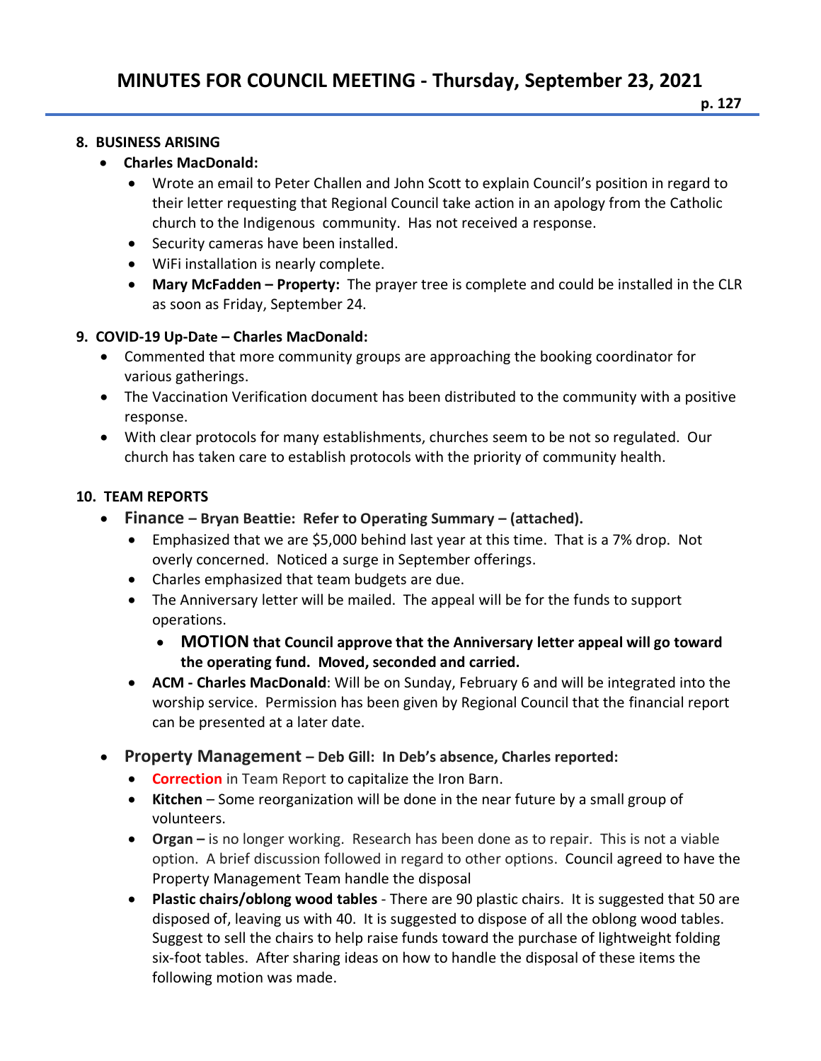# MINUTES FOR COUNCIL MEETING - Thursday, September 23, 2021

## 8. BUSINESS ARISING

- **Charles MacDonald:**
  - Wrote an email to Peter Challen and John Scott to explain Council's position in regard to their letter requesting that Regional Council take action in an apology from the Catholic church to the Indigenous community. Has not received a response.
  - Security cameras have been installed.
  - WiFi installation is nearly complete.
  - **Mary McFadden – Property:** The prayer tree is complete and could be installed in the CLR as soon as Friday, September 24.

## 9. COVID-19 Up-Date – Charles MacDonald:

- Commented that more community groups are approaching the booking coordinator for various gatherings.
- The Vaccination Verification document has been distributed to the community with a positive response.
- With clear protocols for many establishments, churches seem to be not so regulated. Our church has taken care to establish protocols with the priority of community health.

## 10. TEAM REPORTS

- **Finance – Bryan Beattie: Refer to Operating Summary – (attached).**
  - Emphasized that we are $5,000 behind last year at this time. That is a 7% drop. Not overly concerned. Noticed a surge in September offerings.
  - Charles emphasized that team budgets are due.
  - The Anniversary letter will be mailed. The appeal will be for the funds to support operations.
    - **MOTION that Council approve that the Anniversary letter appeal will go toward the operating fund. Moved, seconded and carried.**
  - **ACM - Charles MacDonald**: Will be on Sunday, February 6 and will be integrated into the worship service. Permission has been given by Regional Council that the financial report can be presented at a later date.

- **Property Management – Deb Gill: In Deb's absence, Charles reported:**
  - **Correction** in Team Report to capitalize the Iron Barn.
  - **Kitchen** – Some reorganization will be done in the near future by a small group of volunteers.
  - **Organ –** is no longer working. Research has been done as to repair. This is not a viable option. A brief discussion followed in regard to other options. Council agreed to have the Property Management Team handle the disposal
  - **Plastic chairs/oblong wood tables** - There are 90 plastic chairs. It is suggested that 50 are disposed of, leaving us with 40. It is suggested to dispose of all the oblong wood tables. Suggest to sell the chairs to help raise funds toward the purchase of lightweight folding six-foot tables. After sharing ideas on how to handle the disposal of these items the following motion was made.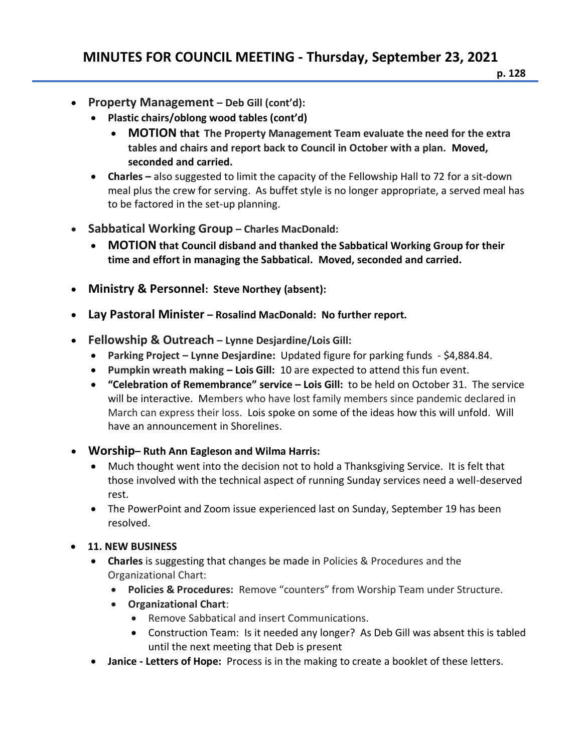- **Property Management – Deb Gill (cont'd):**
  - **Plastic chairs/oblong wood tables (cont'd)**
    - **MOTION that The Property Management Team evaluate the need for the extra tables and chairs and report back to Council in October with a plan. Moved, seconded and carried.**
  - **Charles –** also suggested to limit the capacity of the Fellowship Hall to 72 for a sit-down meal plus the crew for serving. As buffet style is no longer appropriate, a served meal has to be factored in the set-up planning.

- **Sabbatical Working Group – Charles MacDonald:**
  - **MOTION that Council disband and thanked the Sabbatical Working Group for their time and effort in managing the Sabbatical. Moved, seconded and carried.**

- **Ministry & Personnel: Steve Northey (absent):**

- **Lay Pastoral Minister – Rosalind MacDonald: No further report.**

- **Fellowship & Outreach – Lynne Desjardine/Lois Gill:**
  - **Parking Project – Lynne Desjardine:** Updated figure for parking funds - $4,884.84.
  - **Pumpkin wreath making – Lois Gill:** 10 are expected to attend this fun event.
  - **"Celebration of Remembrance" service – Lois Gill:** to be held on October 31. The service will be interactive. Members who have lost family members since pandemic declared in March can express their loss. Lois spoke on some of the ideas how this will unfold. Will have an announcement in Shorelines.

- **Worship– Ruth Ann Eagleson and Wilma Harris:**
  - Much thought went into the decision not to hold a Thanksgiving Service. It is felt that those involved with the technical aspect of running Sunday services need a well-deserved rest.
  - The PowerPoint and Zoom issue experienced last on Sunday, September 19 has been resolved.

- **11. NEW BUSINESS**
  - **Charles** is suggesting that changes be made in Policies & Procedures and the Organizational Chart:
    - **Policies & Procedures:** Remove "counters" from Worship Team under Structure.
    - **Organizational Chart**:
      - Remove Sabbatical and insert Communications.
      - Construction Team: Is it needed any longer? As Deb Gill was absent this is tabled until the next meeting that Deb is present
  - **Janice - Letters of Hope:** Process is in the making to create a booklet of these letters.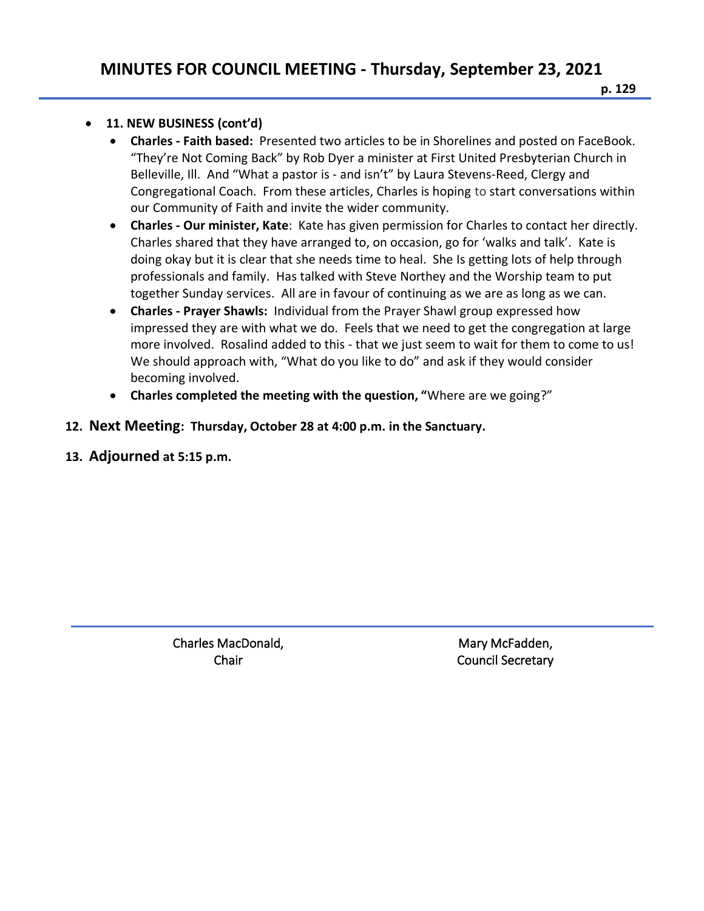- **11. NEW BUSINESS (cont'd)**
  - **Charles - Faith based:** Presented two articles to be in Shorelines and posted on FaceBook. "They're Not Coming Back" by Rob Dyer a minister at First United Presbyterian Church in Belleville, Ill. And "What a pastor is - and isn't" by Laura Stevens-Reed, Clergy and Congregational Coach. From these articles, Charles is hoping to start conversations within our Community of Faith and invite the wider community.
  - **Charles - Our minister, Kate**: Kate has given permission for Charles to contact her directly. Charles shared that they have arranged to, on occasion, go for 'walks and talk'. Kate is doing okay but it is clear that she needs time to heal. She Is getting lots of help through professionals and family. Has talked with Steve Northey and the Worship team to put together Sunday services. All are in favour of continuing as we are as long as we can.
  - **Charles - Prayer Shawls:** Individual from the Prayer Shawl group expressed how impressed they are with what we do. Feels that we need to get the congregation at large more involved. Rosalind added to this - that we just seem to wait for them to come to us! We should approach with, "What do you like to do" and ask if they would consider becoming involved.
  - **Charles completed the meeting with the question, "**Where are we going?"

**12. Next Meeting: Thursday, October 28 at 4:00 p.m. in the Sanctuary.**

**13. Adjourned at 5:15 p.m.**

Charles MacDonald,
Chair

Mary McFadden,
Council Secretary